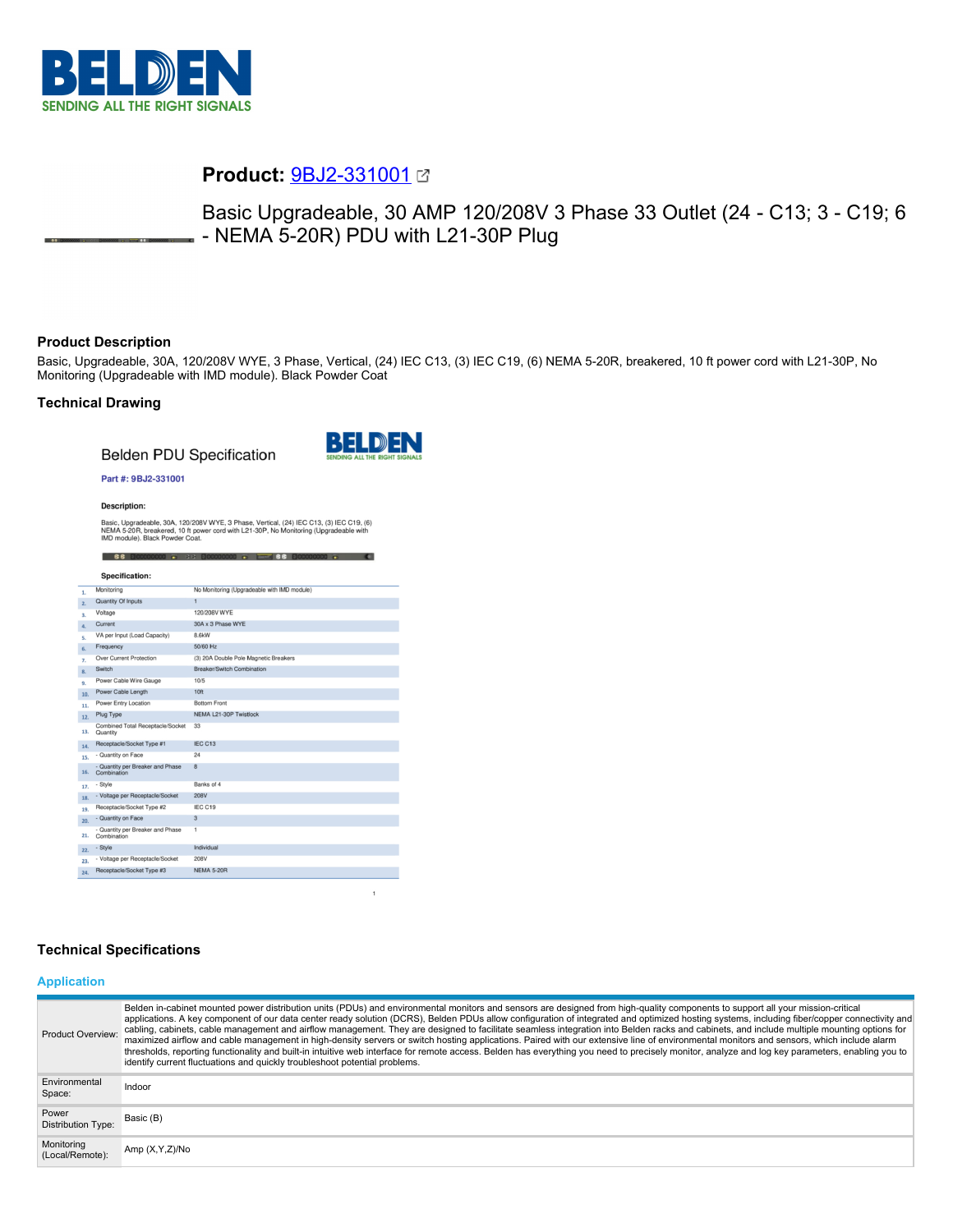**Product:** 9BJ2-331001

Basic Upgradeable, 30 AMP 120/208V 3 Phase 33 Outlet (24 - C13; 3 - C19; 6 - NEMA 5-20R) PDU with L21-30P Plug

## Product Description

Basic, Upgradeable, 30A, 120/208V WYE, 3 Phase, Vertical, (24) IEC C13, (3) IEC C19, (6) NEMA 5-20R, breakered, 10 ft power cord with L21-30P, No Monitoring (Upgradeable with IMD module). Black Powder Coat

## Technical Drawing

Belden PDU Specification

**Part #: 9BJ2-331001**

**Description:**

Basic, Upgradeable, 30A, 120/208V WYE, 3 Phase, Vertical, (24) IEC C13, (3) IEC C19, (6) NEMA 5-20R, breakered, 10 ft power cord with L21-30P, No Monitoring (Upgradeable with IMD module). Black Powder Coat.

**Specification:**

| # | Specification | Value |
|---|---|---|
| 1. | Monitoring | No Monitoring (Upgradeable with IMD module) |
| 2. | Quantity Of Inputs | 1 |
| 3. | Voltage | 120/208V WYE |
| 4. | Current | 30A x 3 Phase WYE |
| 5. | VA per Input (Load Capacity) | 8.6kW |
| 6. | Frequency | 50/60 Hz |
| 7. | Over Current Protection | (3) 20A Double Pole Magnetic Breakers |
| 8. | Switch | Breaker/Switch Combination |
| 9. | Power Cable Wire Gauge | 10/5 |
| 10. | Power Cable Length | 10ft |
| 11. | Power Entry Location | Bottom Front |
| 12. | Plug Type | NEMA L21-30P Twistlock |
| 13. | Combined Total Receptacle/Socket Quantity | 33 |
| 14. | Receptacle/Socket Type #1 | IEC C13 |
| 15. | - Quantity on Face | 24 |
| 16. | - Quantity per Breaker and Phase Combination | 8 |
| 17. | - Style | Banks of 4 |
| 18. | - Voltage per Receptacle/Socket | 208V |
| 19. | Receptacle/Socket Type #2 | IEC C19 |
| 20. | - Quantity on Face | 3 |
| 21. | - Quantity per Breaker and Phase Combination | 1 |
| 22. | - Style | Individual |
| 23. | - Voltage per Receptacle/Socket | 208V |
| 24. | Receptacle/Socket Type #3 | NEMA 5-20R |

## Technical Specifications

### Application

| | |
|---|---|
| Product Overview: | Belden in-cabinet mounted power distribution units (PDUs) and environmental monitors and sensors are designed from high-quality components to support all your mission-critical applications. A key component of our data center ready solution (DCRS), Belden PDUs allow configuration of integrated and optimized hosting systems, including fiber/copper connectivity and cabling, cabinets, cable management and airflow management. They are designed to facilitate seamless integration into Belden racks and cabinets, and include multiple mounting options for maximized airflow and cable management in high-density servers or switch hosting applications. Paired with our extensive line of environmental monitors and sensors, which include alarm thresholds, reporting functionality and built-in intuitive web interface for remote access. Belden has everything you need to precisely monitor, analyze and log key parameters, enabling you to identify current fluctuations and quickly troubleshoot potential problems. |
| Environmental Space: | Indoor |
| Power Distribution Type: | Basic (B) |
| Monitoring (Local/Remote): | Amp (X,Y,Z)/No |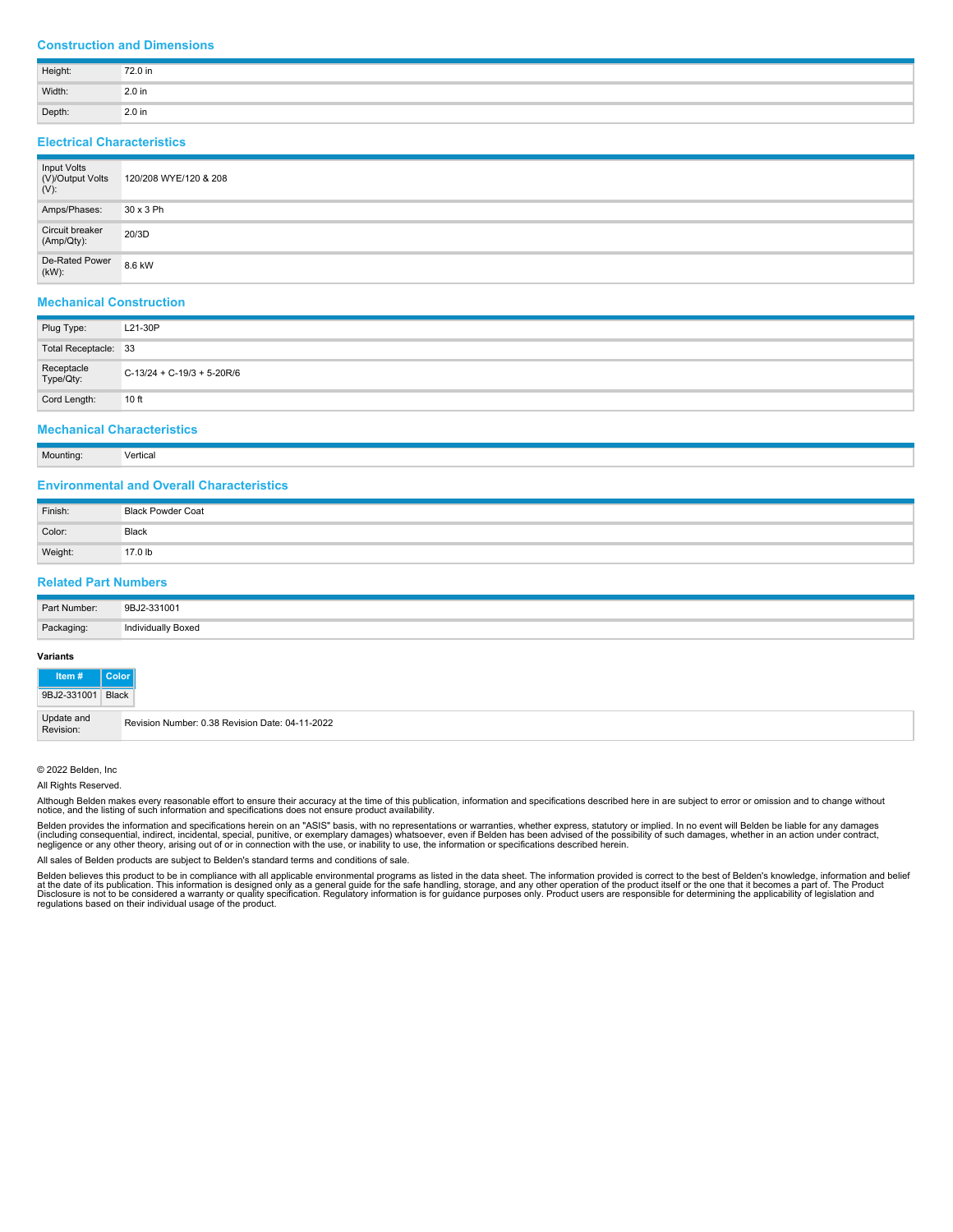## Construction and Dimensions

| | |
|---|---|
| Height: | 72.0 in |
| Width: | 2.0 in |
| Depth: | 2.0 in |

## Electrical Characteristics

| | |
|---|---|
| Input Volts (V)/Output Volts (V): | 120/208 WYE/120 & 208 |
| Amps/Phases: | 30 x 3 Ph |
| Circuit breaker (Amp/Qty): | 20/3D |
| De-Rated Power (kW): | 8.6 kW |

## Mechanical Construction

| | |
|---|---|
| Plug Type: | L21-30P |
| Total Receptacle: | 33 |
| Receptacle Type/Qty: | C-13/24 + C-19/3 + 5-20R/6 |
| Cord Length: | 10 ft |

## Mechanical Characteristics

| | |
|---|---|
| Mounting: | Vertical |

## Environmental and Overall Characteristics

| | |
|---|---|
| Finish: | Black Powder Coat |
| Color: | Black |
| Weight: | 17.0 lb |

## Related Part Numbers

| | |
|---|---|
| Part Number: | 9BJ2-331001 |
| Packaging: | Individually Boxed |

**Variants**

| Item # | Color |
|---|---|
| 9BJ2-331001 | Black |

| | |
|---|---|
| Update and Revision: | Revision Number: 0.38 Revision Date: 04-11-2022 |

© 2022 Belden, Inc

All Rights Reserved.

Although Belden makes every reasonable effort to ensure their accuracy at the time of this publication, information and specifications described here in are subject to error or omission and to change without notice, and the listing of such information and specifications does not ensure product availability.

Belden provides the information and specifications herein on an "ASIS" basis, with no representations or warranties, whether express, statutory or implied. In no event will Belden be liable for any damages (including consequential, indirect, incidental, special, punitive, or exemplary damages) whatsoever, even if Belden has been advised of the possibility of such damages, whether in an action under contract, negligence or any other theory, arising out of or in connection with the use, or inability to use, the information or specifications described herein.

All sales of Belden products are subject to Belden's standard terms and conditions of sale.

Belden believes this product to be in compliance with all applicable environmental programs as listed in the data sheet. The information provided is correct to the best of Belden's knowledge, information and belief at the date of its publication. This information is designed only as a general guide for the safe handling, storage, and any other operation of the product itself or the one that it becomes a part of. The Product Disclosure is not to be considered a warranty or quality specification. Regulatory information is for guidance purposes only. Product users are responsible for determining the applicability of legislation and regulations based on their individual usage of the product.